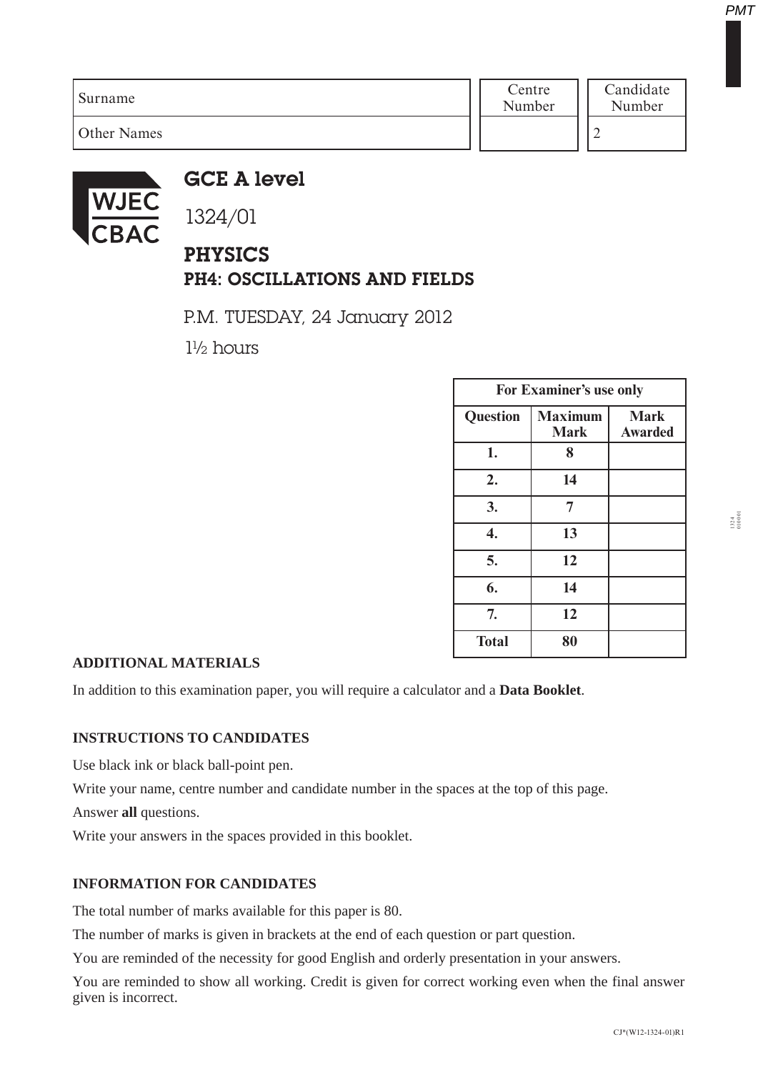| Surname | Centre Number | Candidate Number |
| --- | --- | --- |
| Other Names | | 2 |

# GCE A level

1324/01

## PHYSICS
## PH4: OSCILLATIONS AND FIELDS

P.M. TUESDAY, 24 January 2012

1½ hours

| For Examiner's use only | | |
| --- | --- | --- |
| **Question** | **Maximum Mark** | **Mark Awarded** |
| **1.** | **8** | |
| **2.** | **14** | |
| **3.** | **7** | |
| **4.** | **13** | |
| **5.** | **12** | |
| **6.** | **14** | |
| **7.** | **12** | |
| **Total** | **80** | |

**ADDITIONAL MATERIALS**

In addition to this examination paper, you will require a calculator and a **Data Booklet**.

**INSTRUCTIONS TO CANDIDATES**

Use black ink or black ball-point pen.

Write your name, centre number and candidate number in the spaces at the top of this page.

Answer **all** questions.

Write your answers in the spaces provided in this booklet.

**INFORMATION FOR CANDIDATES**

The total number of marks available for this paper is 80.

The number of marks is given in brackets at the end of each question or part question.

You are reminded of the necessity for good English and orderly presentation in your answers.

You are reminded to show all working. Credit is given for correct working even when the final answer given is incorrect.

CJ*(W12-1324-01)R1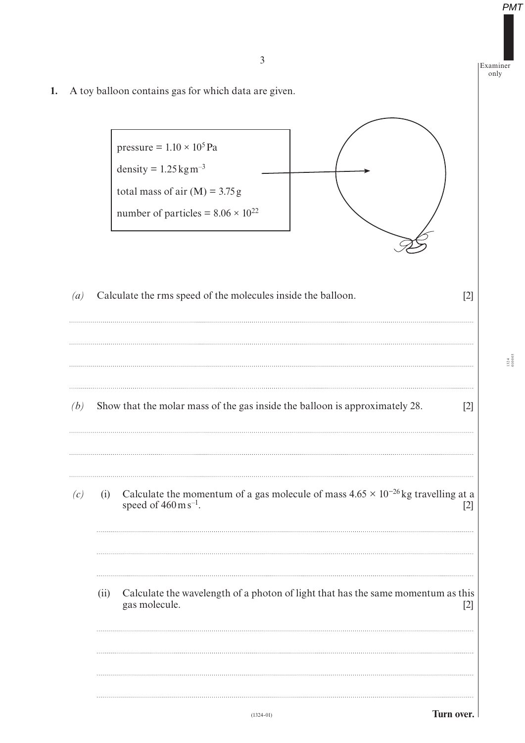**1.** A toy balloon contains gas for which data are given.

pressure = $1.10 \times 10^5$ Pa

density = $1.25 \text{ kg m}^{-3}$

total mass of air (M) = 3.75 g

number of particles = $8.06 \times 10^{22}$

*(a)* Calculate the rms speed of the molecules inside the balloon. [2]

*(b)* Show that the molar mass of the gas inside the balloon is approximately 28. [2]

*(c)* (i) Calculate the momentum of a gas molecule of mass $4.65 \times 10^{-26}$ kg travelling at a speed of $460 \text{ m s}^{-1}$. [2]

(ii) Calculate the wavelength of a photon of light that has the same momentum as this gas molecule. [2]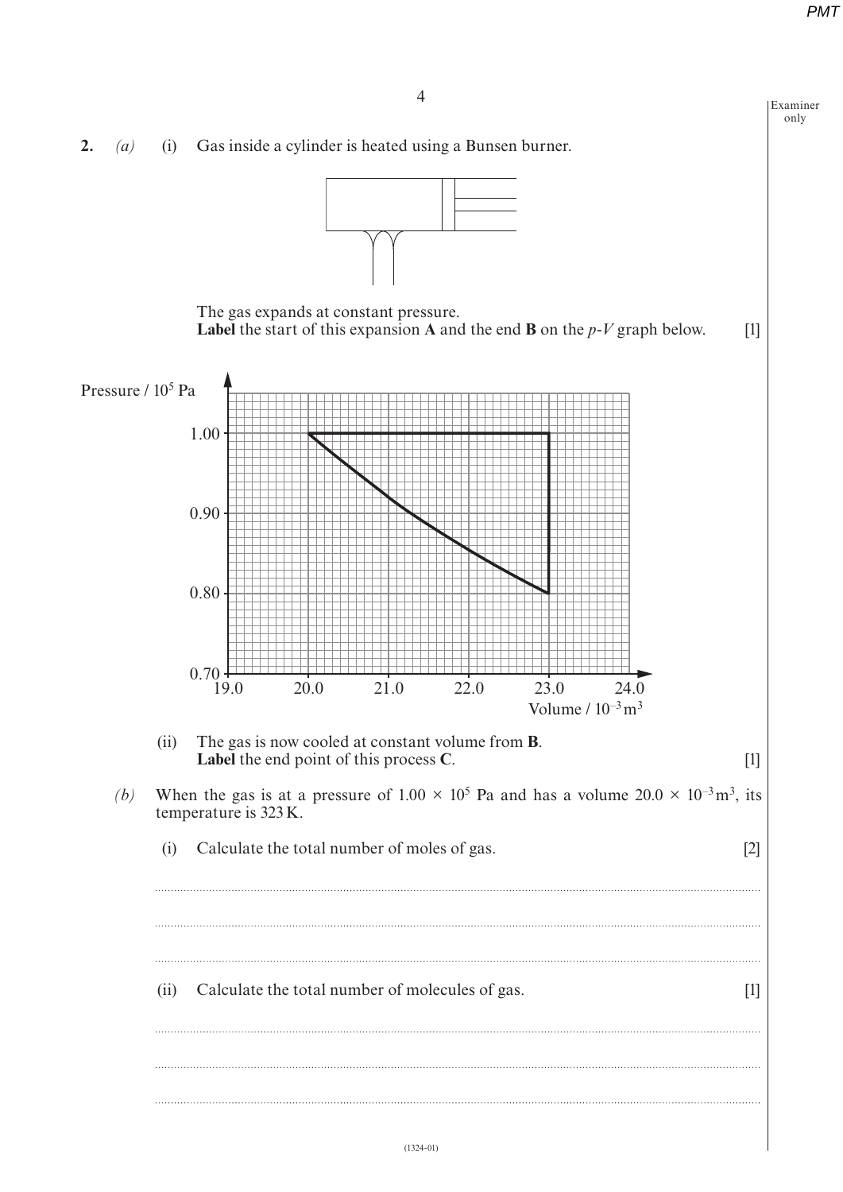**2.** *(a)* (i) Gas inside a cylinder is heated using a Bunsen burner.

The gas expands at constant pressure.
**Label** the start of this expansion **A** and the end **B** on the *p*-*V* graph below. [1]

Pressure / $10^5$ Pa

Volume / $10^{-3}$ m$^3$

(ii) The gas is now cooled at constant volume from **B**.
**Label** the end point of this process **C**. [1]

*(b)* When the gas is at a pressure of $1.00 \times 10^5$ Pa and has a volume $20.0 \times 10^{-3}$ m$^3$, its temperature is 323 K.

(i) Calculate the total number of moles of gas. [2]

..............................................................................................................................................................

..............................................................................................................................................................

..............................................................................................................................................................

(ii) Calculate the total number of molecules of gas. [1]

..............................................................................................................................................................

..............................................................................................................................................................

..............................................................................................................................................................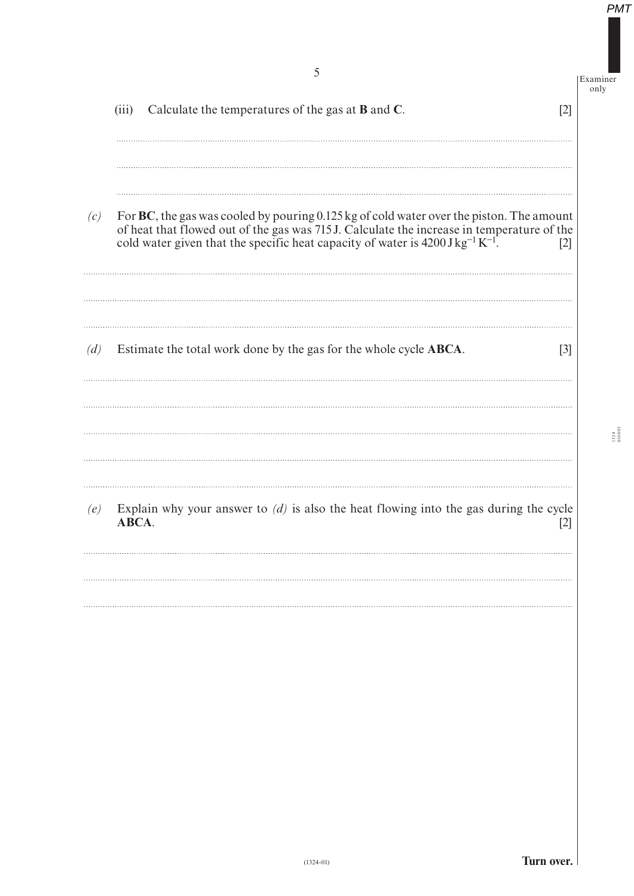(iii) Calculate the temperatures of the gas at **B** and **C**. [2]

*(c)* For **BC**, the gas was cooled by pouring 0.125 kg of cold water over the piston. The amount of heat that flowed out of the gas was 715 J. Calculate the increase in temperature of the cold water given that the specific heat capacity of water is $4200\,\mathrm{J\,kg^{-1}\,K^{-1}}$. [2]

*(d)* Estimate the total work done by the gas for the whole cycle **ABCA**. [3]

*(e)* Explain why your answer to *(d)* is also the heat flowing into the gas during the cycle **ABCA**. [2]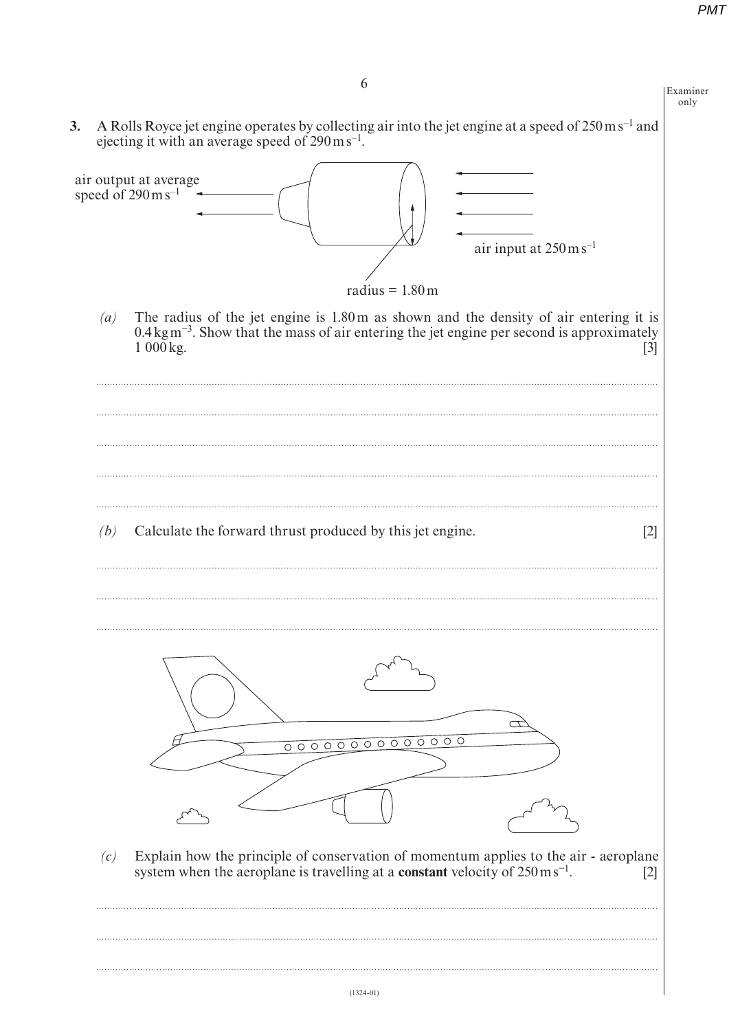**3.** A Rolls Royce jet engine operates by collecting air into the jet engine at a speed of $250\,\text{m}\,\text{s}^{-1}$ and ejecting it with an average speed of $290\,\text{m}\,\text{s}^{-1}$.

air output at average speed of $290\,\text{m}\,\text{s}^{-1}$

air input at $250\,\text{m}\,\text{s}^{-1}$

radius = 1.80 m

*(a)* The radius of the jet engine is 1.80 m as shown and the density of air entering it is $0.4\,\text{kg}\,\text{m}^{-3}$. Show that the mass of air entering the jet engine per second is approximately 1 000 kg. [3]

*(b)* Calculate the forward thrust produced by this jet engine. [2]

*(c)* Explain how the principle of conservation of momentum applies to the air - aeroplane system when the aeroplane is travelling at a **constant** velocity of $250\,\text{m}\,\text{s}^{-1}$. [2]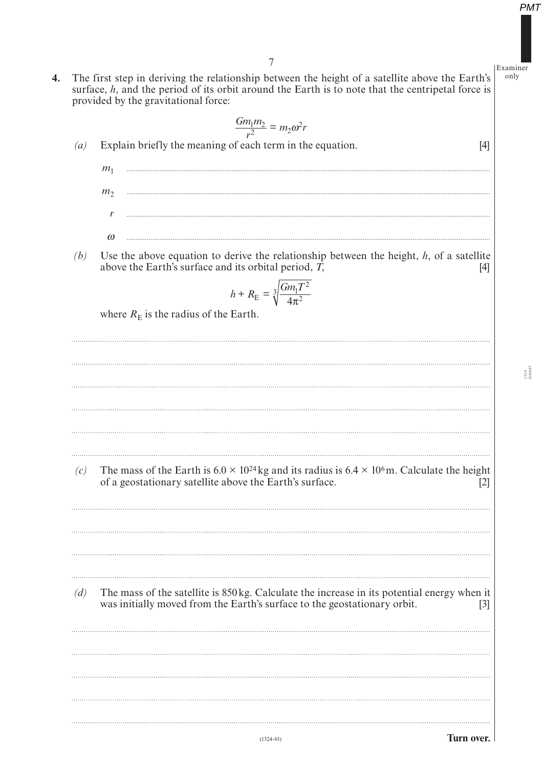**4.** The first step in deriving the relationship between the height of a satellite above the Earth's surface, $h$, and the period of its orbit around the Earth is to note that the centripetal force is provided by the gravitational force:

$$\frac{Gm_1m_2}{r^2} = m_2\omega^2 r$$

*(a)* Explain briefly the meaning of each term in the equation. [4]

$m_1$ ..........................................................................................................................................

$m_2$ ..........................................................................................................................................

$r$ ..........................................................................................................................................

$\omega$ ..........................................................................................................................................

*(b)* Use the above equation to derive the relationship between the height, $h$, of a satellite above the Earth's surface and its orbital period, $T$, [4]

$$h + R_E = \sqrt[3]{\frac{Gm_1T^2}{4\pi^2}}$$

where $R_E$ is the radius of the Earth.

..........................................................................................................................................

..........................................................................................................................................

..........................................................................................................................................

..........................................................................................................................................

..........................................................................................................................................

..........................................................................................................................................

*(c)* The mass of the Earth is $6.0 \times 10^{24}$ kg and its radius is $6.4 \times 10^6$ m. Calculate the height of a geostationary satellite above the Earth's surface. [2]

..........................................................................................................................................

..........................................................................................................................................

..........................................................................................................................................

..........................................................................................................................................

*(d)* The mass of the satellite is 850 kg. Calculate the increase in its potential energy when it was initially moved from the Earth's surface to the geostationary orbit. [3]

..........................................................................................................................................

..........................................................................................................................................

..........................................................................................................................................

..........................................................................................................................................

..........................................................................................................................................

**Turn over.**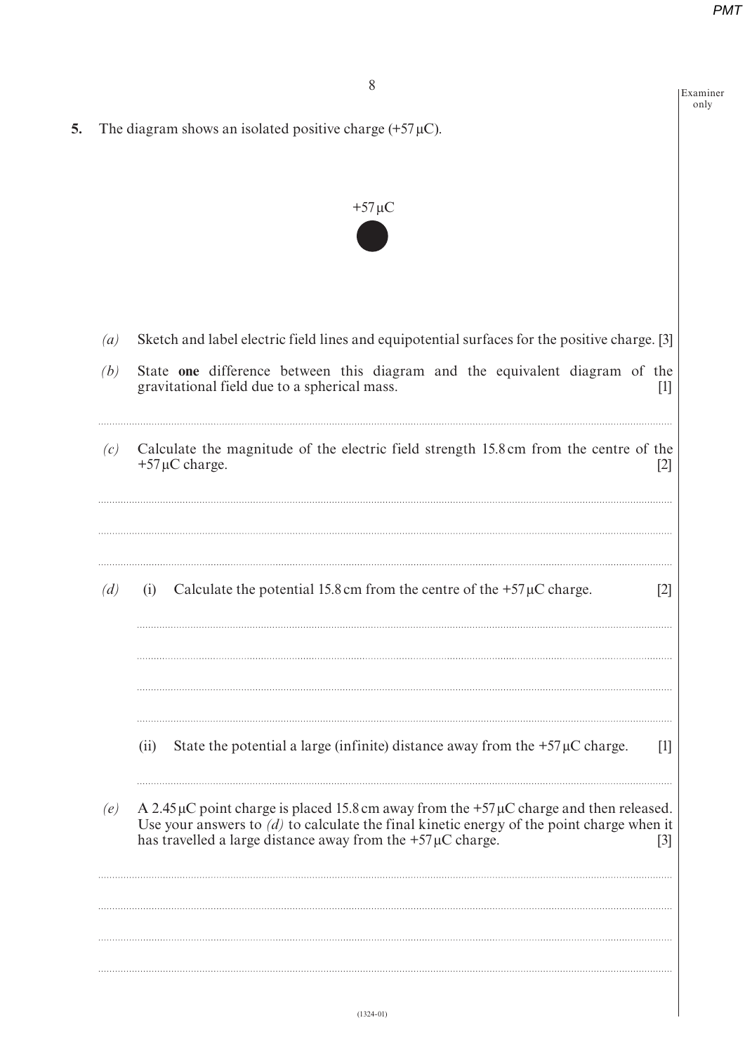5. The diagram shows an isolated positive charge (+57 μC).

+57 μC

*(a)* Sketch and label electric field lines and equipotential surfaces for the positive charge. [3]

*(b)* State **one** difference between this diagram and the equivalent diagram of the gravitational field due to a spherical mass. [1]

*(c)* Calculate the magnitude of the electric field strength 15.8 cm from the centre of the +57 μC charge. [2]

*(d)* (i) Calculate the potential 15.8 cm from the centre of the +57 μC charge. [2]

(ii) State the potential a large (infinite) distance away from the +57 μC charge. [1]

*(e)* A 2.45 μC point charge is placed 15.8 cm away from the +57 μC charge and then released. Use your answers to *(d)* to calculate the final kinetic energy of the point charge when it has travelled a large distance away from the +57 μC charge. [3]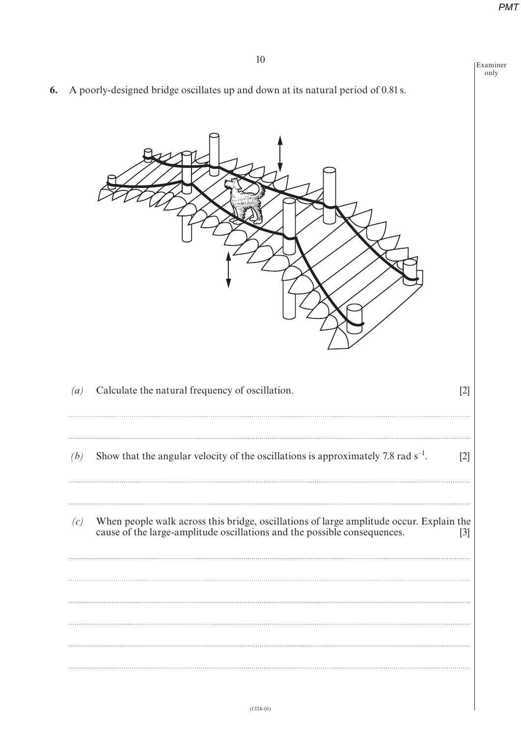**6.** A poorly-designed bridge oscillates up and down at its natural period of 0.81 s.

*(a)* Calculate the natural frequency of oscillation. [2]

*(b)* Show that the angular velocity of the oscillations is approximately 7.8 rad $s^{-1}$. [2]

*(c)* When people walk across this bridge, oscillations of large amplitude occur. Explain the cause of the large-amplitude oscillations and the possible consequences. [3]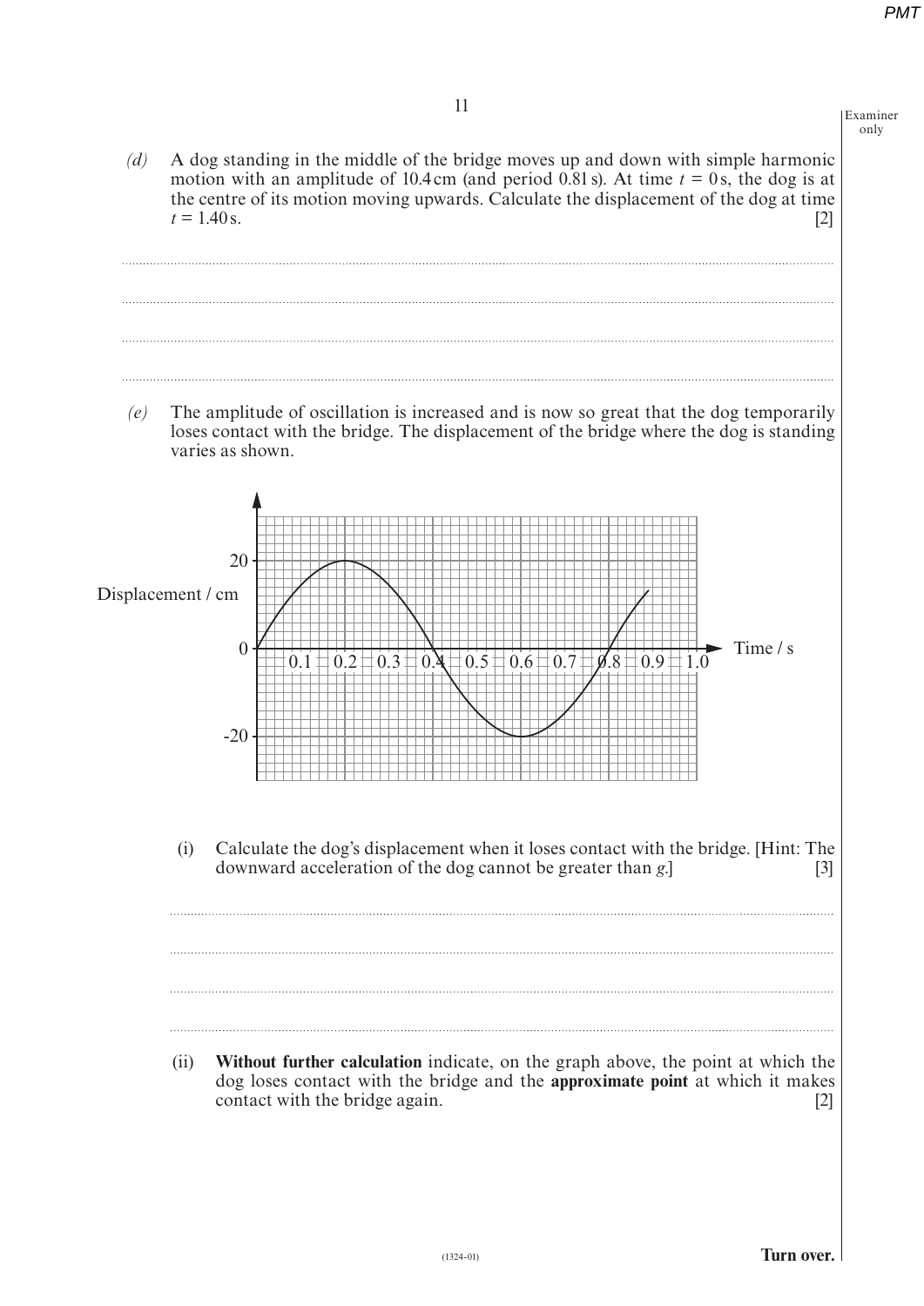*(d)* A dog standing in the middle of the bridge moves up and down with simple harmonic motion with an amplitude of 10.4 cm (and period 0.81 s). At time $t = 0$ s, the dog is at the centre of its motion moving upwards. Calculate the displacement of the dog at time $t = 1.40$ s. [2]

..............................................................................................................................................

..............................................................................................................................................

..............................................................................................................................................

..............................................................................................................................................

*(e)* The amplitude of oscillation is increased and is now so great that the dog temporarily loses contact with the bridge. The displacement of the bridge where the dog is standing varies as shown.

Displacement / cm (axis from -20 to 20); Time / s (axis from 0.1 to 1.0)

(i) Calculate the dog's displacement when it loses contact with the bridge. [Hint: The downward acceleration of the dog cannot be greater than *g*.] [3]

..............................................................................................................................................

..............................................................................................................................................

..............................................................................................................................................

..............................................................................................................................................

(ii) **Without further calculation** indicate, on the graph above, the point at which the dog loses contact with the bridge and the **approximate point** at which it makes contact with the bridge again. [2]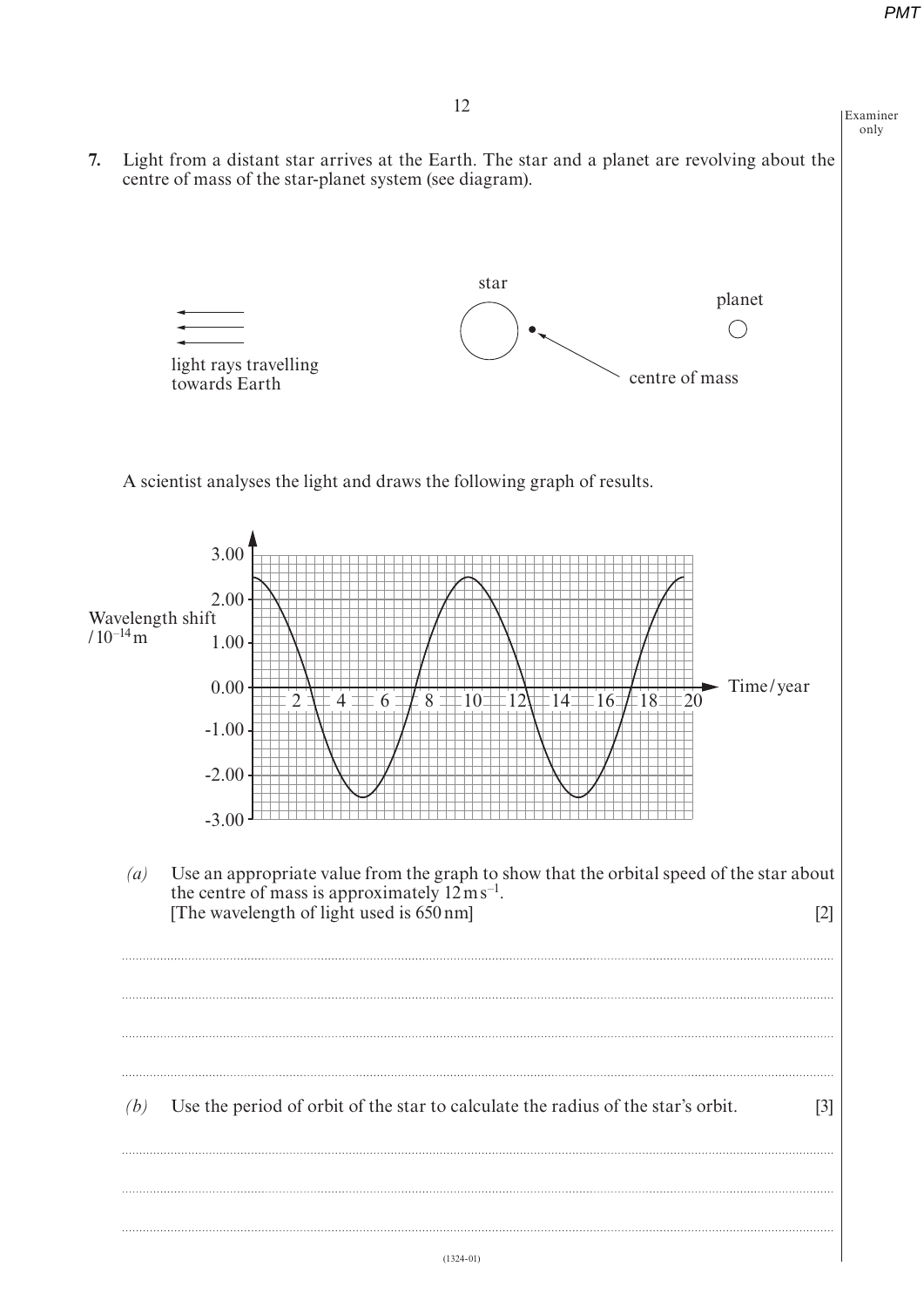**7.** Light from a distant star arrives at the Earth. The star and a planet are revolving about the centre of mass of the star-planet system (see diagram).

star

planet

light rays travelling towards Earth

centre of mass

A scientist analyses the light and draws the following graph of results.

Wavelength shift $/10^{-14}$ m

Time / year

*(a)* Use an appropriate value from the graph to show that the orbital speed of the star about the centre of mass is approximately $12\,\text{m}\,\text{s}^{-1}$.
[The wavelength of light used is 650 nm] [2]

*(b)* Use the period of orbit of the star to calculate the radius of the star's orbit. [3]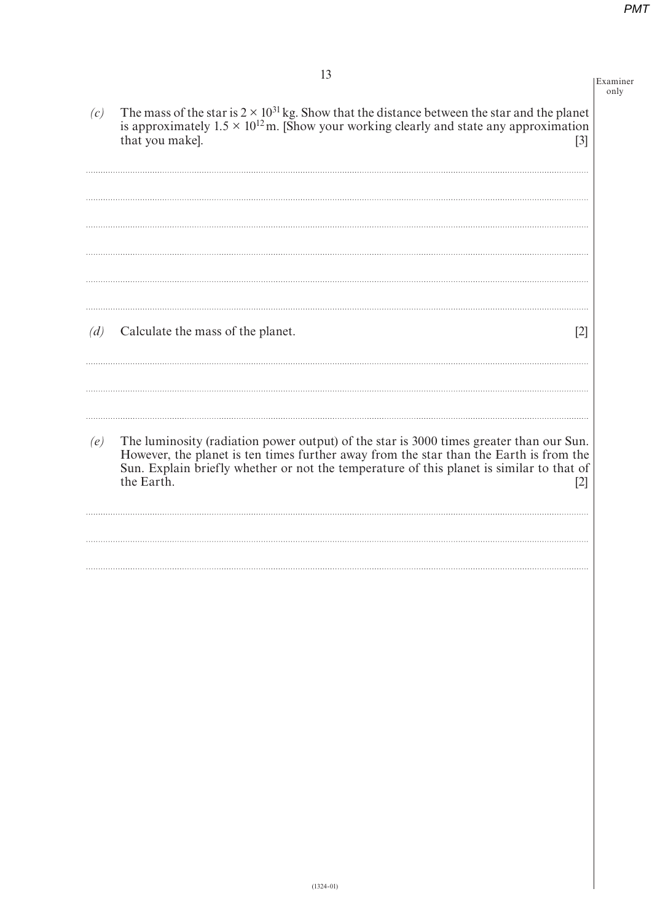*(c)* The mass of the star is $2 \times 10^{31}$ kg. Show that the distance between the star and the planet is approximately $1.5 \times 10^{12}$ m. [Show your working clearly and state any approximation that you make]. [3]

*(d)* Calculate the mass of the planet. [2]

*(e)* The luminosity (radiation power output) of the star is 3000 times greater than our Sun. However, the planet is ten times further away from the star than the Earth is from the Sun. Explain briefly whether or not the temperature of this planet is similar to that of the Earth. [2]